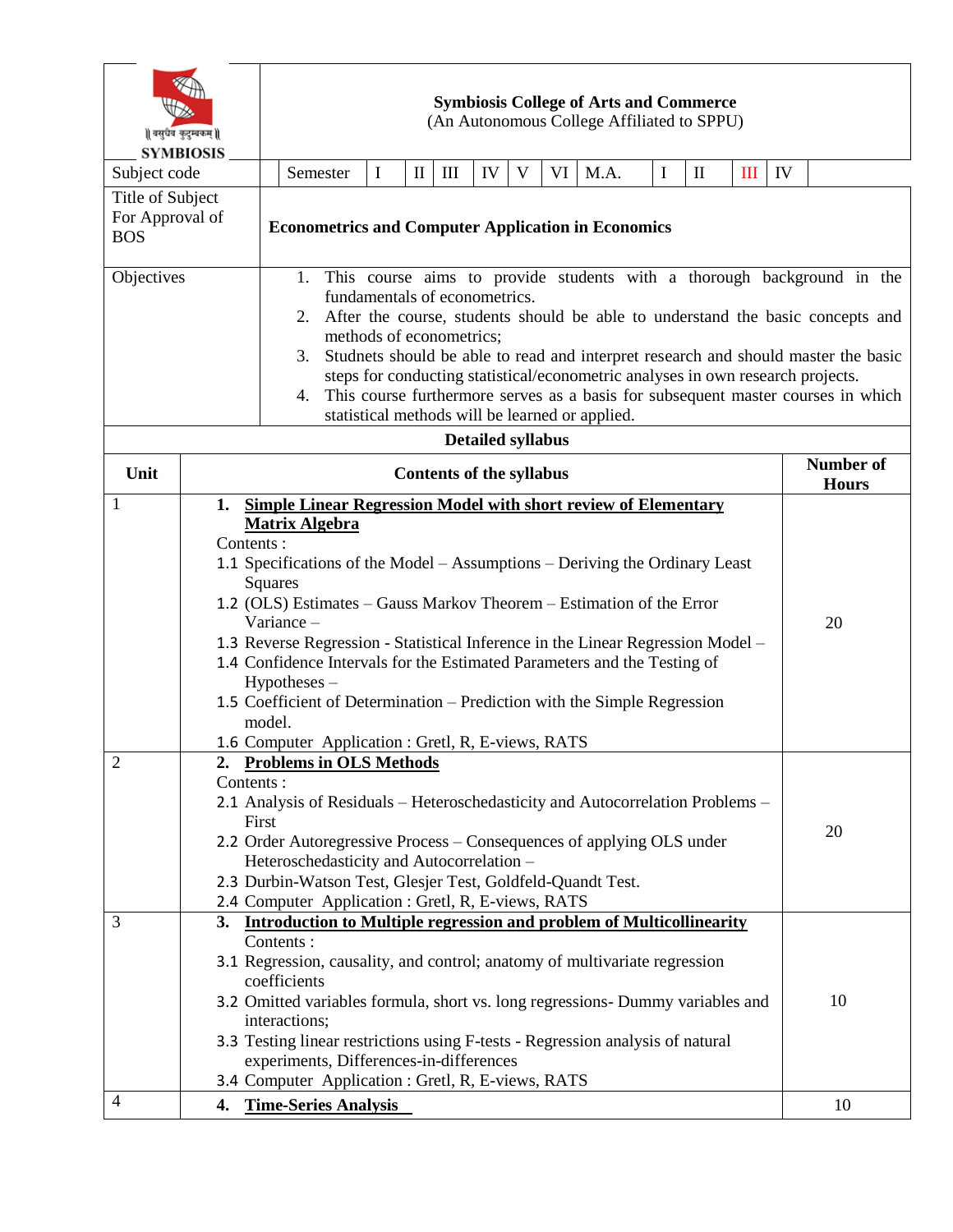| ॥ वसुधैव कुटुम्बकम् ॥ SYMBIOSIS | **Symbiosis College of Arts and Commerce** (An Autonomous College Affiliated to SPPU) |
|---|---|
| Subject code | Semester: I, II, III, IV, V, VI; M.A.: I, II, III, IV |
| Title of Subject For Approval of BOS | **Econometrics and Computer Application in Economics** |
| Objectives | 1. This course aims to provide students with a thorough background in the fundamentals of econometrics.<br>2. After the course, students should be able to understand the basic concepts and methods of econometrics;<br>3. Studnets should be able to read and interpret research and should master the basic steps for conducting statistical/econometric analyses in own research projects.<br>4. This course furthermore serves as a basis for subsequent master courses in which statistical methods will be learned or applied. |

**Detailed syllabus**

| Unit | Contents of the syllabus | Number of Hours |
|---|---|---|
| 1 | **1. Simple Linear Regression Model with short review of Elementary Matrix Algebra**<br>Contents :<br>1.1 Specifications of the Model – Assumptions – Deriving the Ordinary Least Squares<br>1.2 (OLS) Estimates – Gauss Markov Theorem – Estimation of the Error Variance –<br>1.3 Reverse Regression - Statistical Inference in the Linear Regression Model –<br>1.4 Confidence Intervals for the Estimated Parameters and the Testing of Hypotheses –<br>1.5 Coefficient of Determination – Prediction with the Simple Regression model.<br>1.6 Computer Application : Gretl, R, E-views, RATS | 20 |
| 2 | **2. Problems in OLS Methods**<br>Contents :<br>2.1 Analysis of Residuals – Heteroschedasticity and Autocorrelation Problems – First<br>2.2 Order Autoregressive Process – Consequences of applying OLS under Heteroschedasticity and Autocorrelation –<br>2.3 Durbin-Watson Test, Glesjer Test, Goldfeld-Quandt Test.<br>2.4 Computer Application : Gretl, R, E-views, RATS | 20 |
| 3 | **3. Introduction to Multiple regression and problem of Multicollinearity**<br>Contents :<br>3.1 Regression, causality, and control; anatomy of multivariate regression coefficients<br>3.2 Omitted variables formula, short vs. long regressions- Dummy variables and interactions;<br>3.3 Testing linear restrictions using F-tests - Regression analysis of natural experiments, Differences-in-differences<br>3.4 Computer Application : Gretl, R, E-views, RATS | 10 |
| 4 | **4. Time-Series Analysis** | 10 |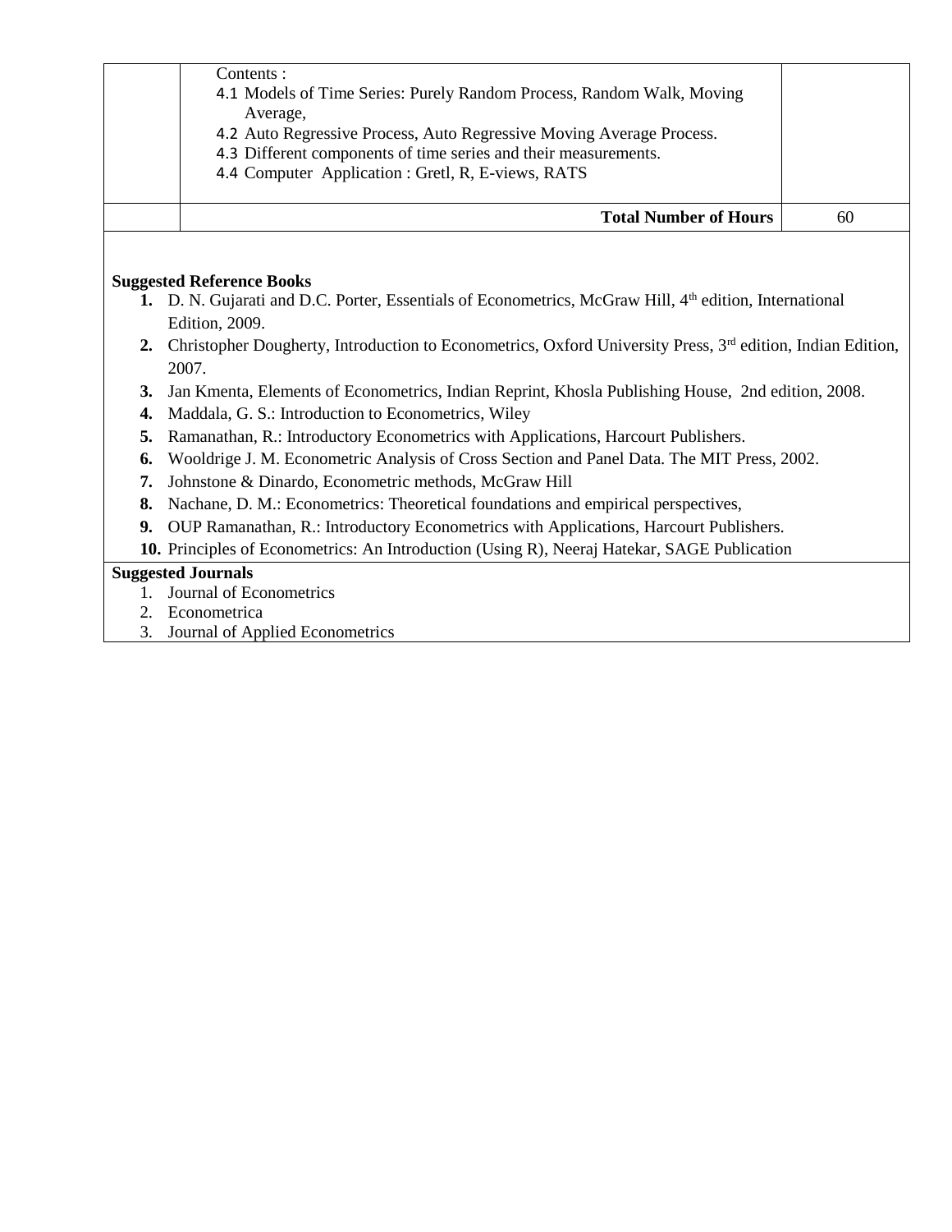| | | |
|---|---|---|
| | Contents :<br>4.1 Models of Time Series: Purely Random Process, Random Walk, Moving Average,<br>4.2 Auto Regressive Process, Auto Regressive Moving Average Process.<br>4.3 Different components of time series and their measurements.<br>4.4 Computer Application : Gretl, R, E-views, RATS | |
| | **Total Number of Hours** | 60 |

**Suggested Reference Books**

1. D. N. Gujarati and D.C. Porter, Essentials of Econometrics, McGraw Hill, 4th edition, International Edition, 2009.
2. Christopher Dougherty, Introduction to Econometrics, Oxford University Press, 3rd edition, Indian Edition, 2007.
3. Jan Kmenta, Elements of Econometrics, Indian Reprint, Khosla Publishing House, 2nd edition, 2008.
4. Maddala, G. S.: Introduction to Econometrics, Wiley
5. Ramanathan, R.: Introductory Econometrics with Applications, Harcourt Publishers.
6. Wooldrige J. M. Econometric Analysis of Cross Section and Panel Data. The MIT Press, 2002.
7. Johnstone & Dinardo, Econometric methods, McGraw Hill
8. Nachane, D. M.: Econometrics: Theoretical foundations and empirical perspectives,
9. OUP Ramanathan, R.: Introductory Econometrics with Applications, Harcourt Publishers.
10. Principles of Econometrics: An Introduction (Using R), Neeraj Hatekar, SAGE Publication

**Suggested Journals**

1. Journal of Econometrics
2. Econometrica
3. Journal of Applied Econometrics